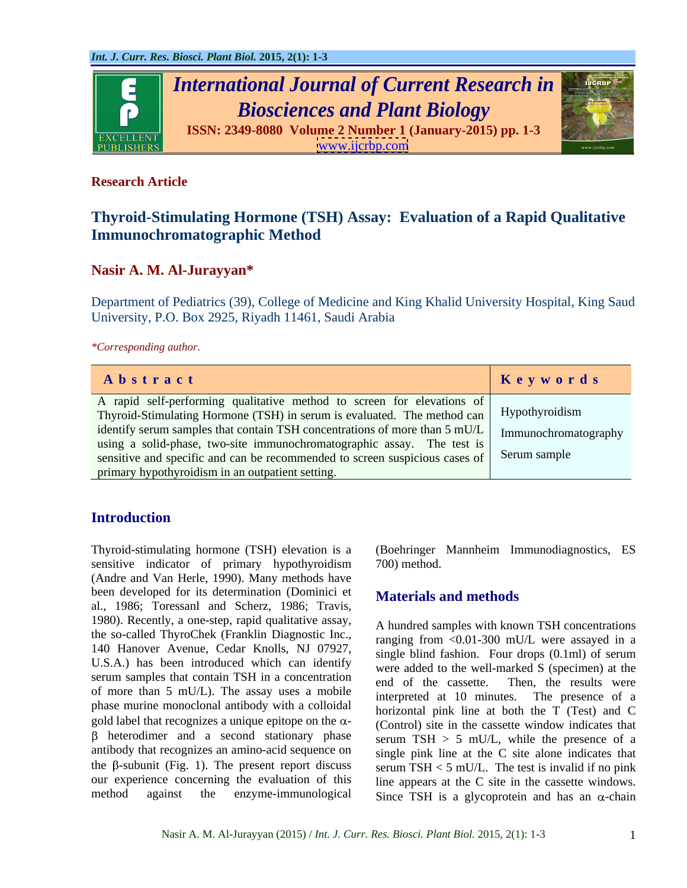**Research Article**

# Thyroid-Stimulating Hormone (TSH) Assay: Evaluation of a Rapid Qualitative Immunochromatographic Method

**Nasir A. M. Al-Jurayyan***

Department of Pediatrics (39), College of Medicine and King Khalid University Hospital, King Saud University, P.O. Box 2925, Riyadh 11461, Saudi Arabia

*\*Corresponding author.*

| Abstract | Keywords |
|---|---|
| A rapid self-performing qualitative method to screen for elevations of Thyroid-Stimulating Hormone (TSH) in serum is evaluated. The method can identify serum samples that contain TSH concentrations of more than 5 mU/L using a solid-phase, two-site immunochromatographic assay. The test is sensitive and specific and can be recommended to screen suspicious cases of primary hypothyroidism in an outpatient setting. | Hypothyroidism<br>Immunochromatography<br>Serum sample |

## Introduction

Thyroid-stimulating hormone (TSH) elevation is a sensitive indicator of primary hypothyroidism (Andre and Van Herle, 1990). Many methods have been developed for its determination (Dominici et al., 1986; Toressanl and Scherz, 1986; Travis, 1980). Recently, a one-step, rapid qualitative assay, the so-called ThyroChek (Franklin Diagnostic Inc., 140 Hanover Avenue, Cedar Knolls, NJ 07927, U.S.A.) has been introduced which can identify serum samples that contain TSH in a concentration of more than 5 mU/L). The assay uses a mobile phase murine monoclonal antibody with a colloidal gold label that recognizes a unique epitope on the $\alpha$-$\beta$ heterodimer and a second stationary phase antibody that recognizes an amino-acid sequence on the $\beta$-subunit (Fig. 1). The present report discuss our experience concerning the evaluation of this method against the enzyme-immunological (Boehringer Mannheim Immunodiagnostics, ES 700) method.

## Materials and methods

A hundred samples with known TSH concentrations ranging from <0.01-300 mU/L were assayed in a single blind fashion. Four drops (0.1ml) of serum were added to the well-marked S (specimen) at the end of the cassette. Then, the results were interpreted at 10 minutes. The presence of a horizontal pink line at both the T (Test) and C (Control) site in the cassette window indicates that serum TSH > 5 mU/L, while the presence of a single pink line at the C site alone indicates that serum TSH < 5 mU/L. The test is invalid if no pink line appears at the C site in the cassette windows. Since TSH is a glycoprotein and has an $\alpha$-chain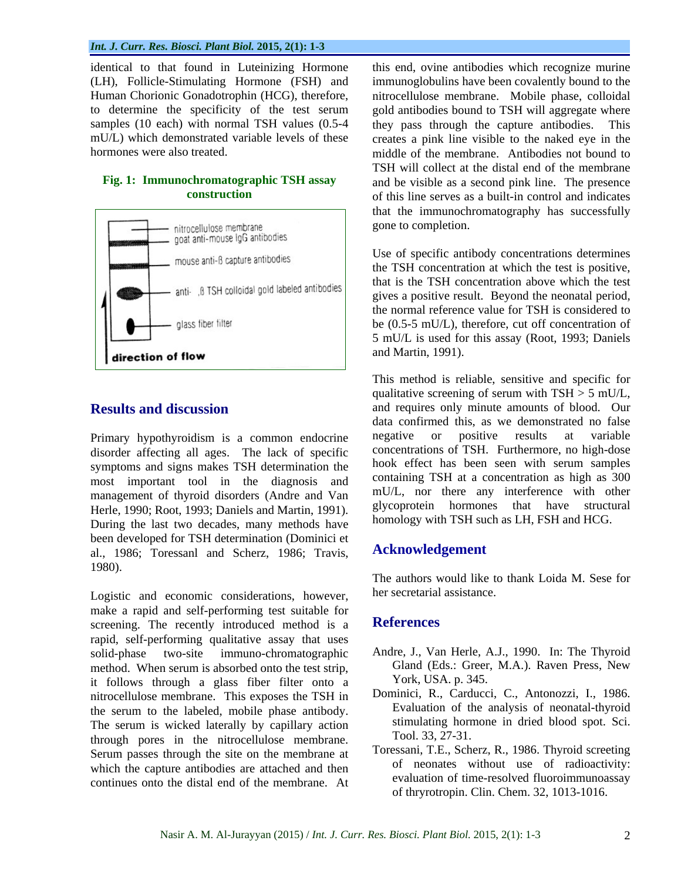identical to that found in Luteinizing Hormone (LH), Follicle-Stimulating Hormone (FSH) and Human Chorionic Gonadotrophin (HCG), therefore, to determine the specificity of the test serum samples (10 each) with normal TSH values (0.5-4 mU/L) which demonstrated variable levels of these hormones were also treated.

**Fig. 1: Immunochromatographic TSH assay construction**

nitrocellulose membrane
goat anti-mouse IgG antibodies
mouse anti-ß capture antibodies
anti- ,ß TSH colloidal gold labeled antibodies
glass fiber filter
**direction of flow**

## Results and discussion

Primary hypothyroidism is a common endocrine disorder affecting all ages. The lack of specific symptoms and signs makes TSH determination the most important tool in the diagnosis and management of thyroid disorders (Andre and Van Herle, 1990; Root, 1993; Daniels and Martin, 1991). During the last two decades, many methods have been developed for TSH determination (Dominici et al., 1986; Toressanl and Scherz, 1986; Travis, 1980).

Logistic and economic considerations, however, make a rapid and self-performing test suitable for screening. The recently introduced method is a rapid, self-performing qualitative assay that uses solid-phase two-site immuno-chromatographic method. When serum is absorbed onto the test strip, it follows through a glass fiber filter onto a nitrocellulose membrane. This exposes the TSH in the serum to the labeled, mobile phase antibody. The serum is wicked laterally by capillary action through pores in the nitrocellulose membrane. Serum passes through the site on the membrane at which the capture antibodies are attached and then continues onto the distal end of the membrane. At this end, ovine antibodies which recognize murine immunoglobulins have been covalently bound to the nitrocellulose membrane. Mobile phase, colloidal gold antibodies bound to TSH will aggregate where they pass through the capture antibodies. This creates a pink line visible to the naked eye in the middle of the membrane. Antibodies not bound to TSH will collect at the distal end of the membrane and be visible as a second pink line. The presence of this line serves as a built-in control and indicates that the immunochromatography has successfully gone to completion.

Use of specific antibody concentrations determines the TSH concentration at which the test is positive, that is the TSH concentration above which the test gives a positive result. Beyond the neonatal period, the normal reference value for TSH is considered to be (0.5-5 mU/L), therefore, cut off concentration of 5 mU/L is used for this assay (Root, 1993; Daniels and Martin, 1991).

This method is reliable, sensitive and specific for qualitative screening of serum with TSH > 5 mU/L, and requires only minute amounts of blood. Our data confirmed this, as we demonstrated no false negative or positive results at variable concentrations of TSH. Furthermore, no high-dose hook effect has been seen with serum samples containing TSH at a concentration as high as 300 mU/L, nor there any interference with other glycoprotein hormones that have structural homology with TSH such as LH, FSH and HCG.

## Acknowledgement

The authors would like to thank Loida M. Sese for her secretarial assistance.

## References

Andre, J., Van Herle, A.J., 1990. In: The Thyroid Gland (Eds.: Greer, M.A.). Raven Press, New York, USA. p. 345.

Dominici, R., Carducci, C., Antonozzi, I., 1986. Evaluation of the analysis of neonatal-thyroid stimulating hormone in dried blood spot. Sci. Tool. 33, 27-31.

Toressani, T.E., Scherz, R., 1986. Thyroid screeting of neonates without use of radioactivity: evaluation of time-resolved fluoroimmunoassay of thryrotropin. Clin. Chem. 32, 1013-1016.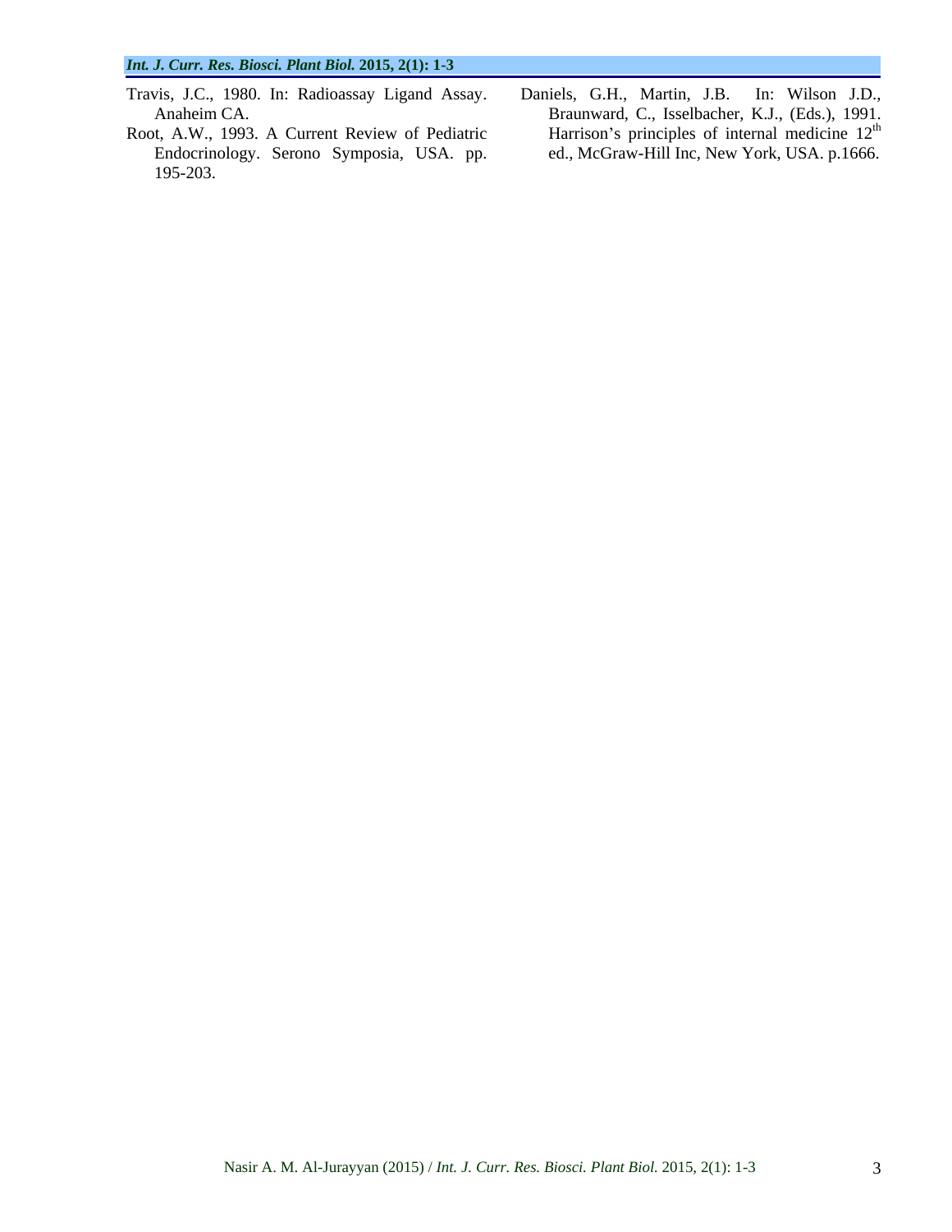Travis, J.C., 1980. In: Radioassay Ligand Assay. Anaheim CA.

Root, A.W., 1993. A Current Review of Pediatric Endocrinology. Serono Symposia, USA. pp. 195-203.

Daniels, G.H., Martin, J.B. In: Wilson J.D., Braunward, C., Isselbacher, K.J., (Eds.), 1991. Harrison's principles of internal medicine 12th ed., McGraw-Hill Inc, New York, USA. p.1666.